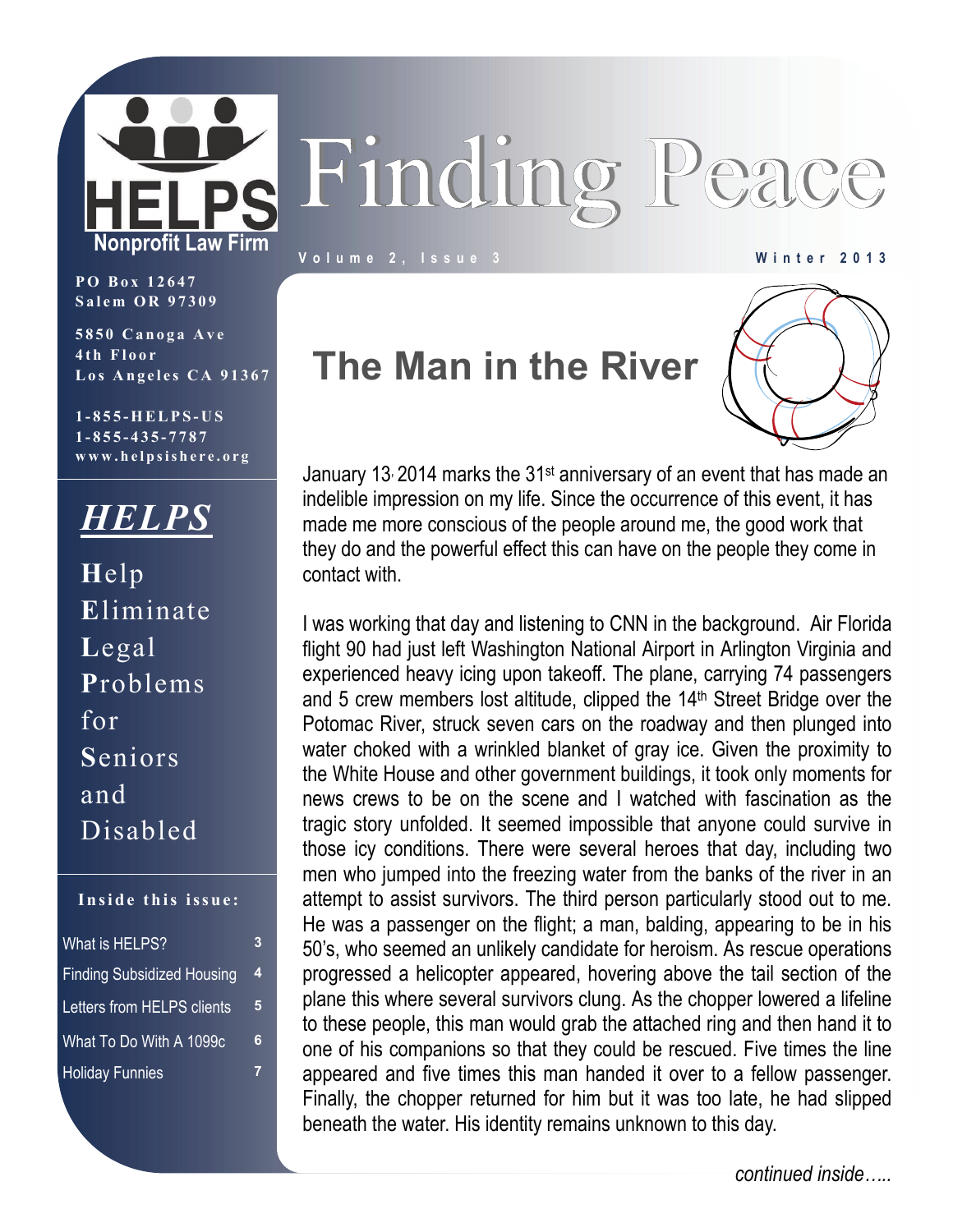# Finding Peace

Volume 2, Issue 3 — Winter 2013

**HELPS**
Nonprofit Law Firm

PO Box 12647
Salem OR 97309

5850 Canoga Ave
4th Floor
Los Angeles CA 91367

1-855-HELPS-US
1-855-435-7787
www.helpsishere.org

## *HELPS*

**H**elp
**E**liminate
**L**egal
**P**roblems
for
**S**eniors
and
Disabled

**Inside this issue:**

| | |
|---|---|
| What is HELPS? | 3 |
| Finding Subsidized Housing | 4 |
| Letters from HELPS clients | 5 |
| What To Do With A 1099c | 6 |
| Holiday Funnies | 7 |

## The Man in the River

January 13, 2014 marks the 31st anniversary of an event that has made an indelible impression on my life. Since the occurrence of this event, it has made me more conscious of the people around me, the good work that they do and the powerful effect this can have on the people they come in contact with.

I was working that day and listening to CNN in the background. Air Florida flight 90 had just left Washington National Airport in Arlington Virginia and experienced heavy icing upon takeoff. The plane, carrying 74 passengers and 5 crew members lost altitude, clipped the 14th Street Bridge over the Potomac River, struck seven cars on the roadway and then plunged into water choked with a wrinkled blanket of gray ice. Given the proximity to the White House and other government buildings, it took only moments for news crews to be on the scene and I watched with fascination as the tragic story unfolded. It seemed impossible that anyone could survive in those icy conditions. There were several heroes that day, including two men who jumped into the freezing water from the banks of the river in an attempt to assist survivors. The third person particularly stood out to me. He was a passenger on the flight; a man, balding, appearing to be in his 50's, who seemed an unlikely candidate for heroism. As rescue operations progressed a helicopter appeared, hovering above the tail section of the plane this where several survivors clung. As the chopper lowered a lifeline to these people, this man would grab the attached ring and then hand it to one of his companions so that they could be rescued. Five times the line appeared and five times this man handed it over to a fellow passenger. Finally, the chopper returned for him but it was too late, he had slipped beneath the water. His identity remains unknown to this day.

*continued inside…..*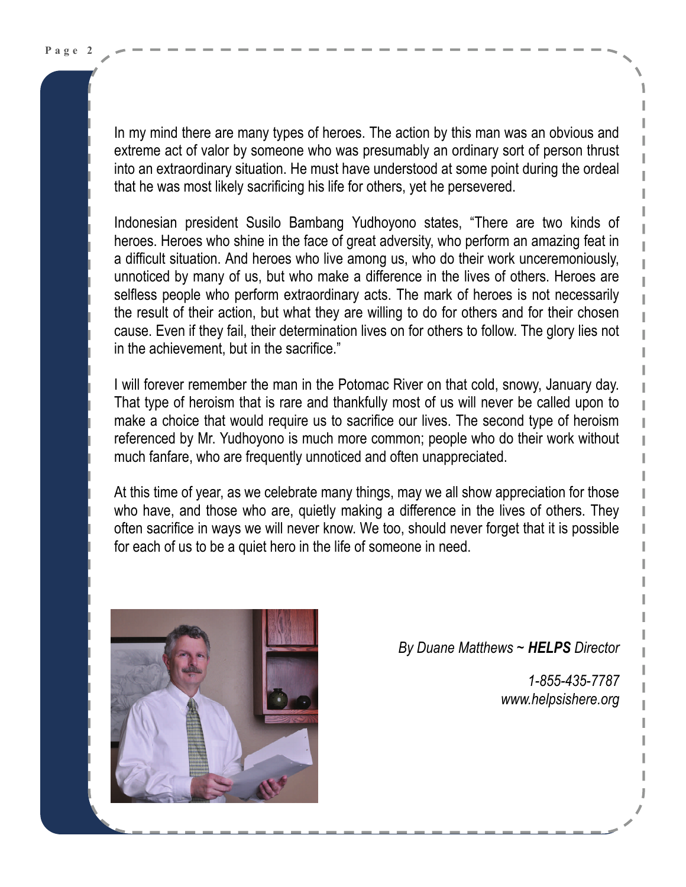In my mind there are many types of heroes. The action by this man was an obvious and extreme act of valor by someone who was presumably an ordinary sort of person thrust into an extraordinary situation. He must have understood at some point during the ordeal that he was most likely sacrificing his life for others, yet he persevered.

Indonesian president Susilo Bambang Yudhoyono states, “There are two kinds of heroes. Heroes who shine in the face of great adversity, who perform an amazing feat in a difficult situation. And heroes who live among us, who do their work unceremoniously, unnoticed by many of us, but who make a difference in the lives of others. Heroes are selfless people who perform extraordinary acts. The mark of heroes is not necessarily the result of their action, but what they are willing to do for others and for their chosen cause. Even if they fail, their determination lives on for others to follow. The glory lies not in the achievement, but in the sacrifice.”

I will forever remember the man in the Potomac River on that cold, snowy, January day. That type of heroism that is rare and thankfully most of us will never be called upon to make a choice that would require us to sacrifice our lives. The second type of heroism referenced by Mr. Yudhoyono is much more common; people who do their work without much fanfare, who are frequently unnoticed and often unappreciated.

At this time of year, as we celebrate many things, may we all show appreciation for those who have, and those who are, quietly making a difference in the lives of others. They often sacrifice in ways we will never know. We too, should never forget that it is possible for each of us to be a quiet hero in the life of someone in need.

*By Duane Matthews ~ **HELPS** Director*

*1-855-435-7787*
*www.helpsishere.org*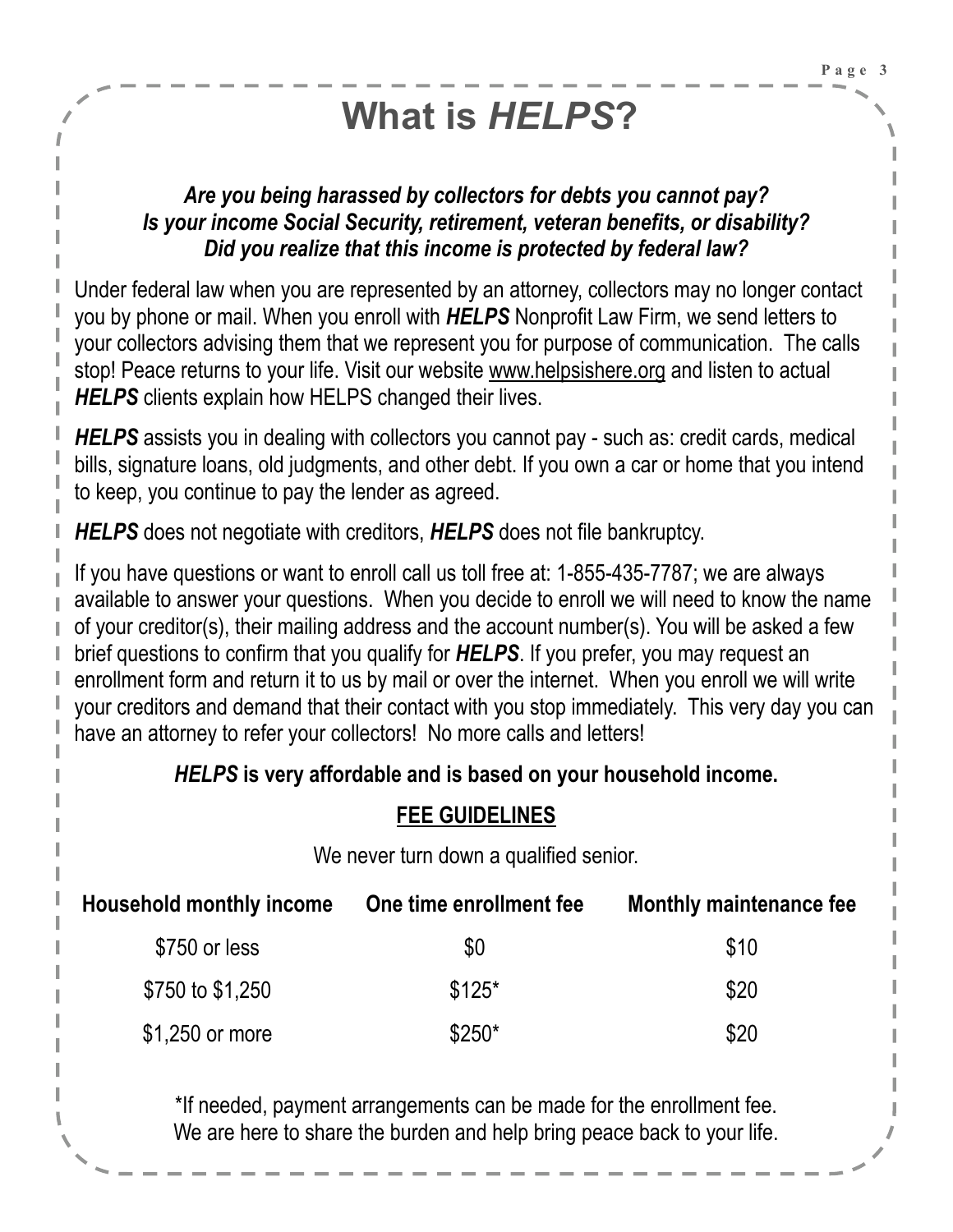# What is *HELPS*?

***Are you being harassed by collectors for debts you cannot pay?***
***Is your income Social Security, retirement, veteran benefits, or disability?***
***Did you realize that this income is protected by federal law?***

Under federal law when you are represented by an attorney, collectors may no longer contact you by phone or mail. When you enroll with ***HELPS*** Nonprofit Law Firm, we send letters to your collectors advising them that we represent you for purpose of communication. The calls stop! Peace returns to your life. Visit our website www.helpsishere.org and listen to actual ***HELPS*** clients explain how HELPS changed their lives.

***HELPS*** assists you in dealing with collectors you cannot pay - such as: credit cards, medical bills, signature loans, old judgments, and other debt. If you own a car or home that you intend to keep, you continue to pay the lender as agreed.

***HELPS*** does not negotiate with creditors, ***HELPS*** does not file bankruptcy.

If you have questions or want to enroll call us toll free at: 1-855-435-7787; we are always available to answer your questions. When you decide to enroll we will need to know the name of your creditor(s), their mailing address and the account number(s). You will be asked a few brief questions to confirm that you qualify for ***HELPS***. If you prefer, you may request an enrollment form and return it to us by mail or over the internet. When you enroll we will write your creditors and demand that their contact with you stop immediately. This very day you can have an attorney to refer your collectors! No more calls and letters!

***HELPS* is very affordable and is based on your household income.**

**FEE GUIDELINES**

We never turn down a qualified senior.

| Household monthly income | One time enrollment fee | Monthly maintenance fee |
|---|---|---|
| $750 or less | $0 | $10 |
| $750 to $1,250 | $125* | $20 |
| $1,250 or more | $250* | $20 |

*If needed, payment arrangements can be made for the enrollment fee.
We are here to share the burden and help bring peace back to your life.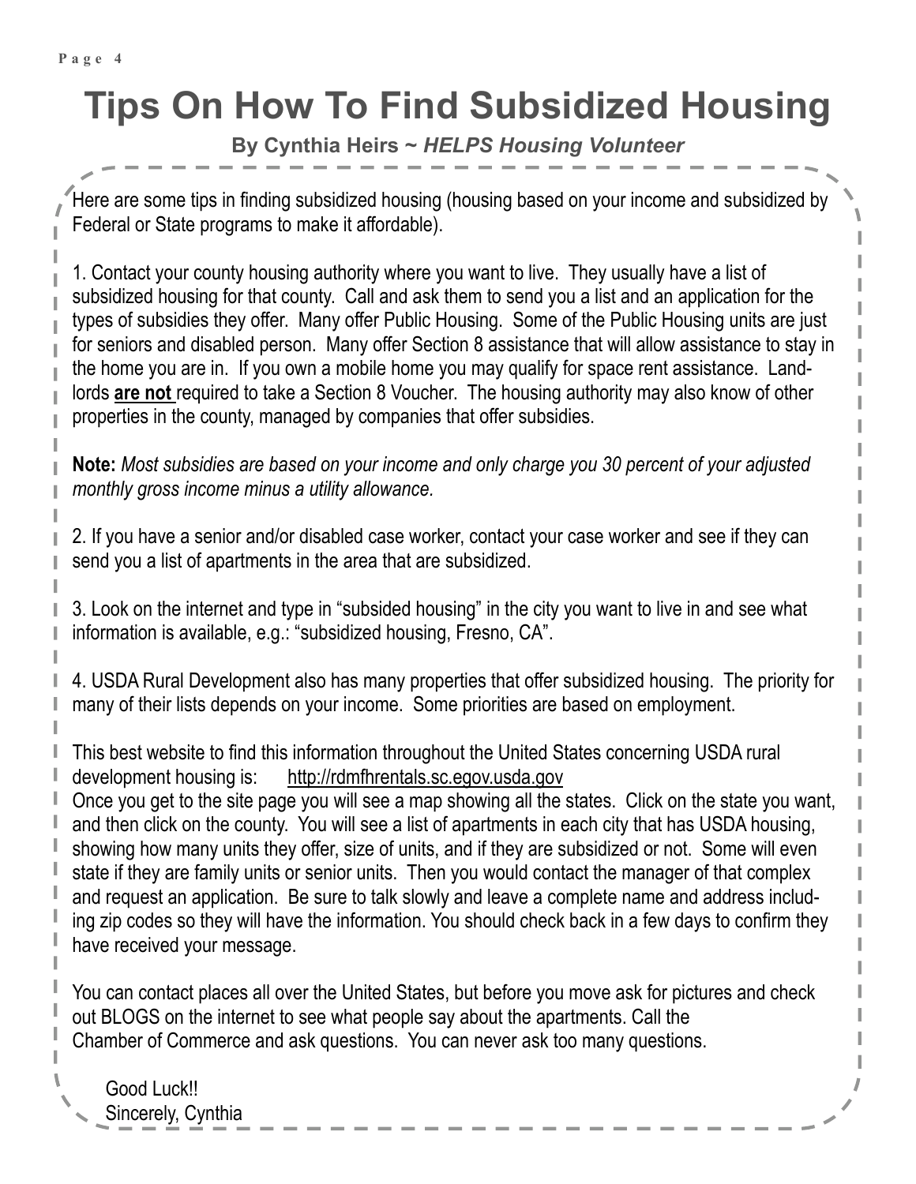# Tips On How To Find Subsidized Housing

**By Cynthia Heirs ~ *HELPS Housing Volunteer***

Here are some tips in finding subsidized housing (housing based on your income and subsidized by Federal or State programs to make it affordable).

1. Contact your county housing authority where you want to live. They usually have a list of subsidized housing for that county. Call and ask them to send you a list and an application for the types of subsidies they offer. Many offer Public Housing. Some of the Public Housing units are just for seniors and disabled person. Many offer Section 8 assistance that will allow assistance to stay in the home you are in. If you own a mobile home you may qualify for space rent assistance. Landlords **<u>are not</u>** required to take a Section 8 Voucher. The housing authority may also know of other properties in the county, managed by companies that offer subsidies.

**Note:** *Most subsidies are based on your income and only charge you 30 percent of your adjusted monthly gross income minus a utility allowance.*

2. If you have a senior and/or disabled case worker, contact your case worker and see if they can send you a list of apartments in the area that are subsidized.

3. Look on the internet and type in "subsided housing" in the city you want to live in and see what information is available, e.g.: "subsidized housing, Fresno, CA".

4. USDA Rural Development also has many properties that offer subsidized housing. The priority for many of their lists depends on your income. Some priorities are based on employment.

This best website to find this information throughout the United States concerning USDA rural development housing is: http://rdmfhrentals.sc.egov.usda.gov
Once you get to the site page you will see a map showing all the states. Click on the state you want, and then click on the county. You will see a list of apartments in each city that has USDA housing, showing how many units they offer, size of units, and if they are subsidized or not. Some will even state if they are family units or senior units. Then you would contact the manager of that complex and request an application. Be sure to talk slowly and leave a complete name and address including zip codes so they will have the information. You should check back in a few days to confirm they have received your message.

You can contact places all over the United States, but before you move ask for pictures and check out BLOGS on the internet to see what people say about the apartments. Call the Chamber of Commerce and ask questions. You can never ask too many questions.

Good Luck!!
Sincerely, Cynthia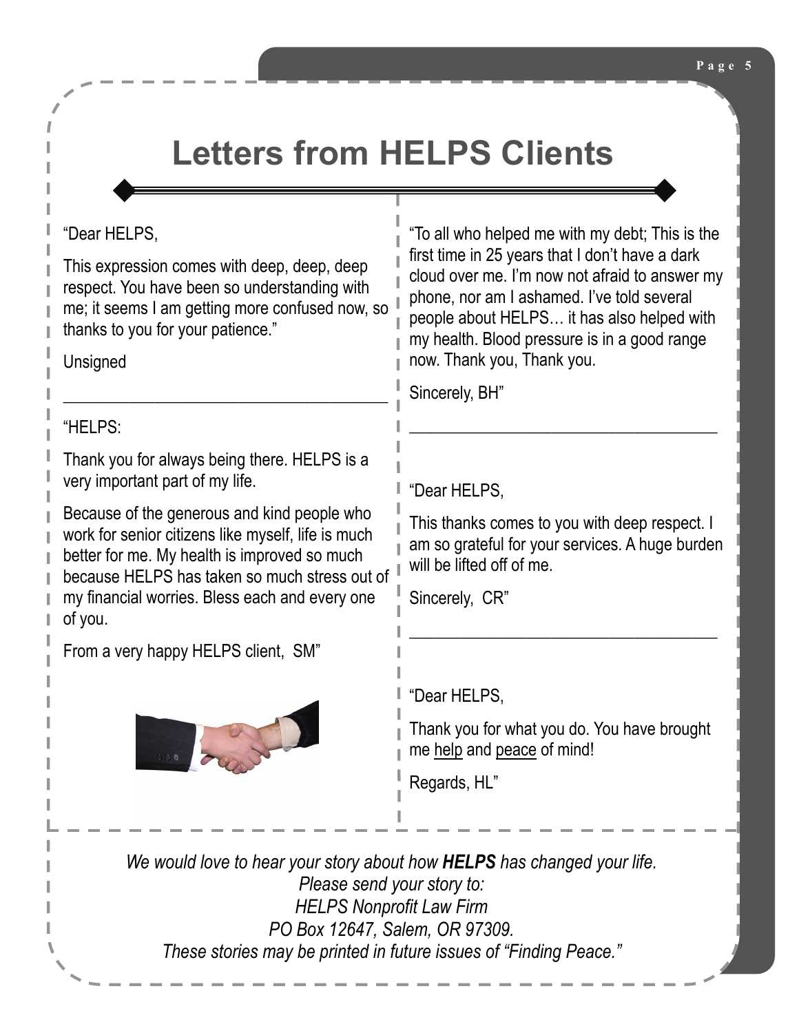# Letters from HELPS Clients

"Dear HELPS,

This expression comes with deep, deep, deep respect. You have been so understanding with me; it seems I am getting more confused now, so thanks to you for your patience."

Unsigned

---

"HELPS:

Thank you for always being there. HELPS is a very important part of my life.

Because of the generous and kind people who work for senior citizens like myself, life is much better for me. My health is improved so much because HELPS has taken so much stress out of my financial worries. Bless each and every one of you.

From a very happy HELPS client, SM"

"To all who helped me with my debt; This is the first time in 25 years that I don't have a dark cloud over me. I'm now not afraid to answer my phone, nor am I ashamed. I've told several people about HELPS… it has also helped with my health. Blood pressure is in a good range now. Thank you, Thank you.

Sincerely, BH"

---

"Dear HELPS,

This thanks comes to you with deep respect. I am so grateful for your services. A huge burden will be lifted off of me.

Sincerely, CR"

---

"Dear HELPS,

Thank you for what you do. You have brought me <u>help</u> and <u>peace</u> of mind!

Regards, HL"

---

*We would love to hear your story about how **HELPS** has changed your life.*
*Please send your story to:*
*HELPS Nonprofit Law Firm*
*PO Box 12647, Salem, OR 97309.*
*These stories may be printed in future issues of "Finding Peace."*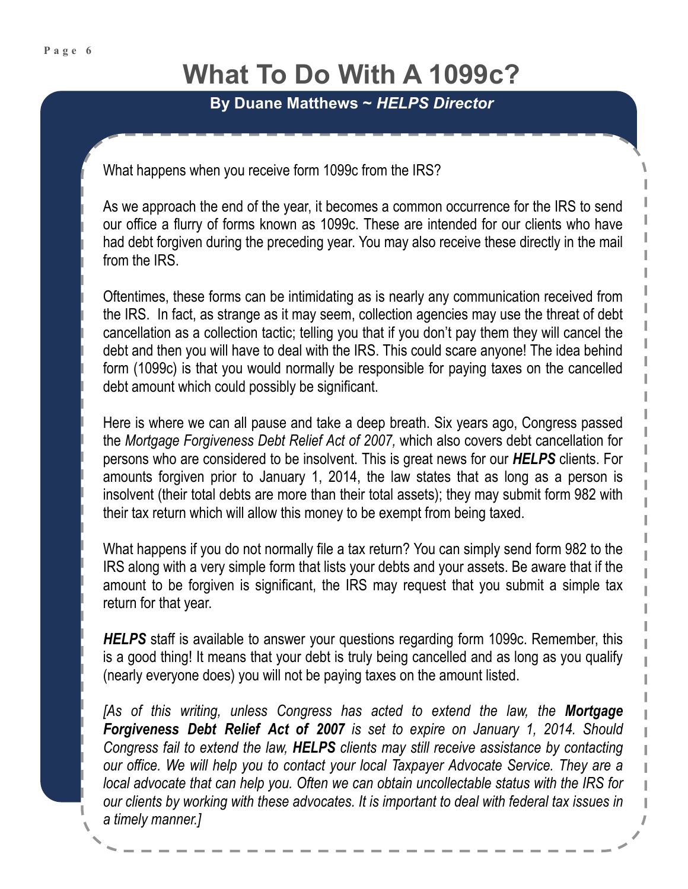# What To Do With A 1099c?

**By Duane Matthews ~ *HELPS Director***

What happens when you receive form 1099c from the IRS?

As we approach the end of the year, it becomes a common occurrence for the IRS to send our office a flurry of forms known as 1099c. These are intended for our clients who have had debt forgiven during the preceding year. You may also receive these directly in the mail from the IRS.

Oftentimes, these forms can be intimidating as is nearly any communication received from the IRS. In fact, as strange as it may seem, collection agencies may use the threat of debt cancellation as a collection tactic; telling you that if you don't pay them they will cancel the debt and then you will have to deal with the IRS. This could scare anyone! The idea behind form (1099c) is that you would normally be responsible for paying taxes on the cancelled debt amount which could possibly be significant.

Here is where we can all pause and take a deep breath. Six years ago, Congress passed the *Mortgage Forgiveness Debt Relief Act of 2007,* which also covers debt cancellation for persons who are considered to be insolvent. This is great news for our ***HELPS*** clients. For amounts forgiven prior to January 1, 2014, the law states that as long as a person is insolvent (their total debts are more than their total assets); they may submit form 982 with their tax return which will allow this money to be exempt from being taxed.

What happens if you do not normally file a tax return? You can simply send form 982 to the IRS along with a very simple form that lists your debts and your assets. Be aware that if the amount to be forgiven is significant, the IRS may request that you submit a simple tax return for that year.

***HELPS*** staff is available to answer your questions regarding form 1099c. Remember, this is a good thing! It means that your debt is truly being cancelled and as long as you qualify (nearly everyone does) you will not be paying taxes on the amount listed.

*[As of this writing, unless Congress has acted to extend the law, the **Mortgage Forgiveness Debt Relief Act of 2007** is set to expire on January 1, 2014. Should Congress fail to extend the law, **HELPS** clients may still receive assistance by contacting our office. We will help you to contact your local Taxpayer Advocate Service. They are a local advocate that can help you. Often we can obtain uncollectable status with the IRS for our clients by working with these advocates. It is important to deal with federal tax issues in a timely manner.]*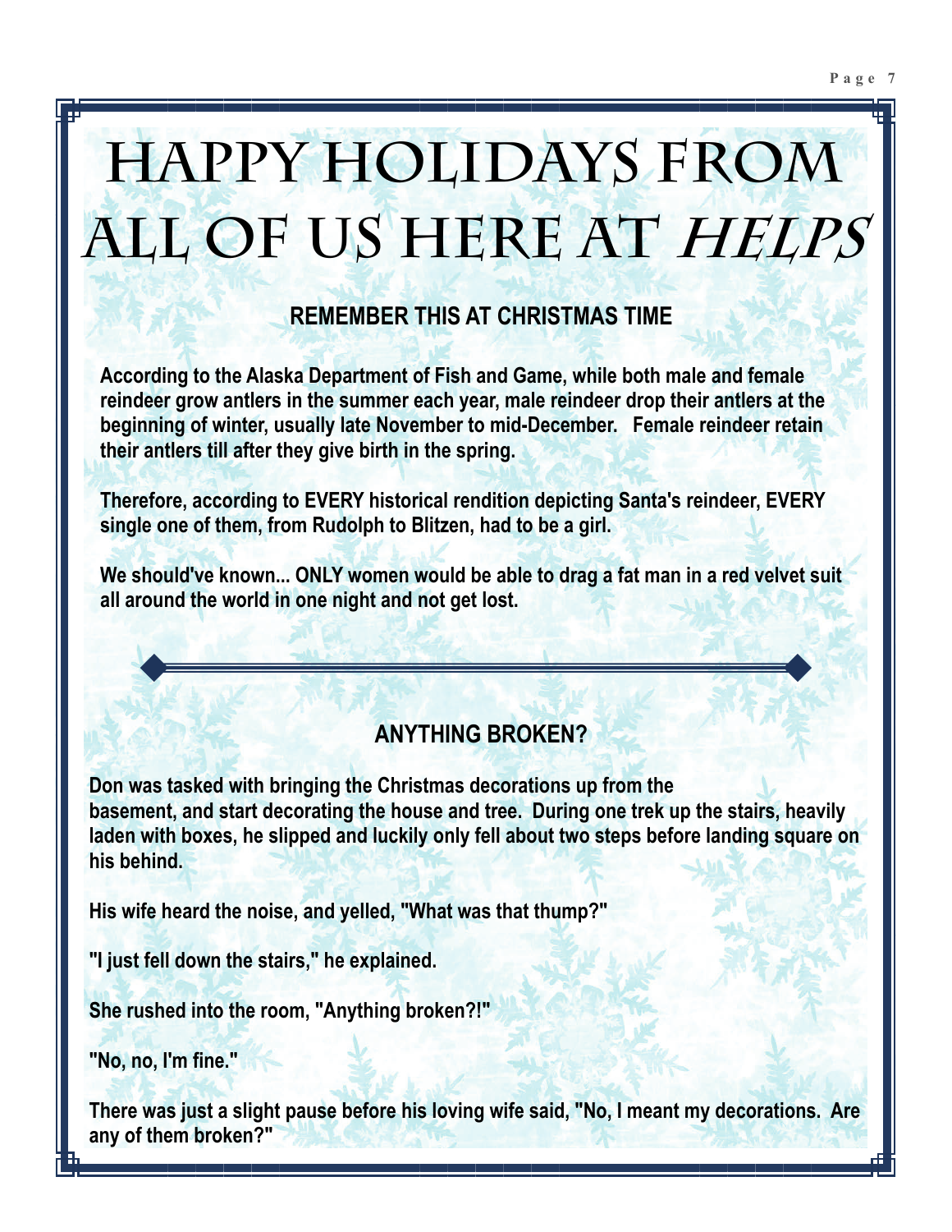# Happy Holidays from All of Us Here at *HELPS*

## REMEMBER THIS AT CHRISTMAS TIME

**According to the Alaska Department of Fish and Game, while both male and female reindeer grow antlers in the summer each year, male reindeer drop their antlers at the beginning of winter, usually late November to mid-December. Female reindeer retain their antlers till after they give birth in the spring.**

**Therefore, according to EVERY historical rendition depicting Santa's reindeer, EVERY single one of them, from Rudolph to Blitzen, had to be a girl.**

**We should've known... ONLY women would be able to drag a fat man in a red velvet suit all around the world in one night and not get lost.**

---

## ANYTHING BROKEN?

**Don was tasked with bringing the Christmas decorations up from the basement, and start decorating the house and tree. During one trek up the stairs, heavily laden with boxes, he slipped and luckily only fell about two steps before landing square on his behind.**

**His wife heard the noise, and yelled, "What was that thump?"**

**"I just fell down the stairs," he explained.**

**She rushed into the room, "Anything broken?!"**

**"No, no, I'm fine."**

**There was just a slight pause before his loving wife said, "No, I meant my decorations. Are any of them broken?"**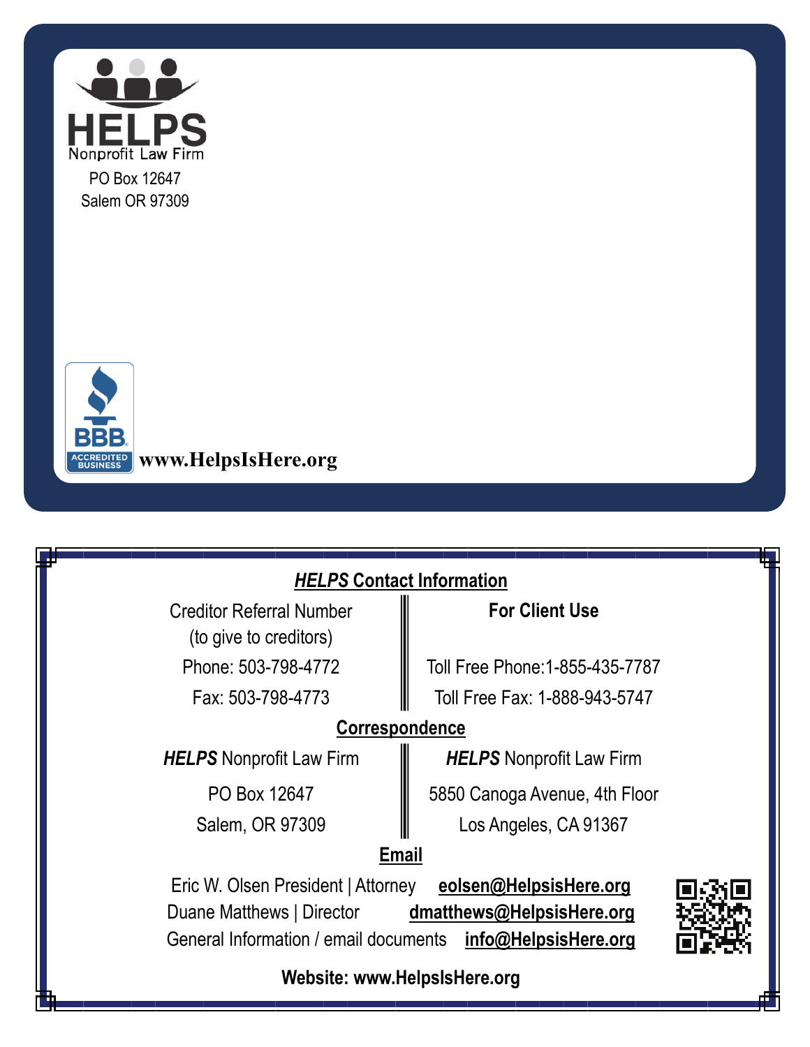HELPS

Nonprofit Law Firm

PO Box 12647
Salem OR 97309

BBB ACCREDITED BUSINESS

**www.HelpsIsHere.org**

## ***HELPS*** **Contact Information**

| Creditor Referral Number (to give to creditors) | **For Client Use** |
| --- | --- |
| Phone: 503-798-4772 | Toll Free Phone:1-855-435-7787 |
| Fax: 503-798-4773 | Toll Free Fax: 1-888-943-5747 |

## **Correspondence**

| ***HELPS*** Nonprofit Law Firm | ***HELPS*** Nonprofit Law Firm |
| --- | --- |
| PO Box 12647 | 5850 Canoga Avenue, 4th Floor |
| Salem, OR 97309 | Los Angeles, CA 91367 |

## **Email**

| | |
| --- | --- |
| Eric W. Olsen President \| Attorney | **eolsen@HelpsisHere.org** |
| Duane Matthews \| Director | **dmatthews@HelpsisHere.org** |
| General Information / email documents | **info@HelpsisHere.org** |

**Website: www.HelpsIsHere.org**